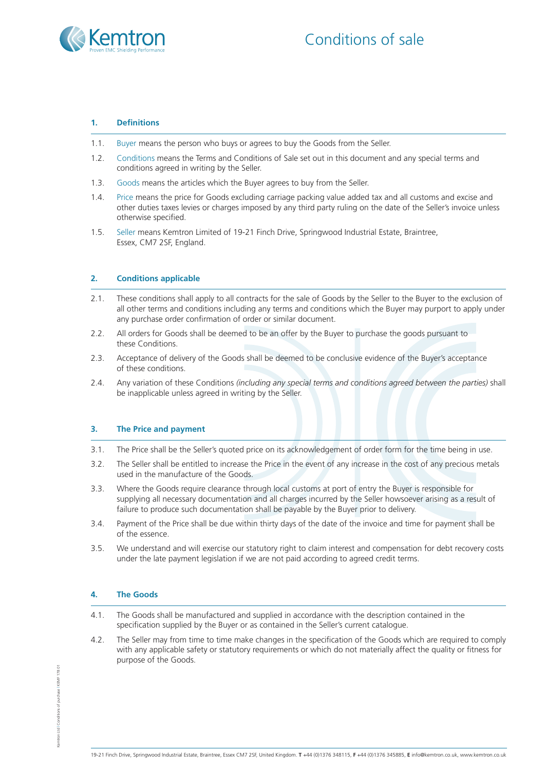# Conditions of sale

## 1. Definitions

1.1. Buyer means the person who buys or agrees to buy the Goods from the Seller.

1.2. Conditions means the Terms and Conditions of Sale set out in this document and any special terms and conditions agreed in writing by the Seller.

1.3. Goods means the articles which the Buyer agrees to buy from the Seller.

1.4. Price means the price for Goods excluding carriage packing value added tax and all customs and excise and other duties taxes levies or charges imposed by any third party ruling on the date of the Seller's invoice unless otherwise specified.

1.5. Seller means Kemtron Limited of 19-21 Finch Drive, Springwood Industrial Estate, Braintree, Essex, CM7 2SF, England.

## 2. Conditions applicable

2.1. These conditions shall apply to all contracts for the sale of Goods by the Seller to the Buyer to the exclusion of all other terms and conditions including any terms and conditions which the Buyer may purport to apply under any purchase order confirmation of order or similar document.

2.2. All orders for Goods shall be deemed to be an offer by the Buyer to purchase the goods pursuant to these Conditions.

2.3. Acceptance of delivery of the Goods shall be deemed to be conclusive evidence of the Buyer's acceptance of these conditions.

2.4. Any variation of these Conditions *(including any special terms and conditions agreed between the parties)* shall be inapplicable unless agreed in writing by the Seller.

## 3. The Price and payment

3.1. The Price shall be the Seller's quoted price on its acknowledgement of order form for the time being in use.

3.2. The Seller shall be entitled to increase the Price in the event of any increase in the cost of any precious metals used in the manufacture of the Goods.

3.3. Where the Goods require clearance through local customs at port of entry the Buyer is responsible for supplying all necessary documentation and all charges incurred by the Seller howsoever arising as a result of failure to produce such documentation shall be payable by the Buyer prior to delivery.

3.4. Payment of the Price shall be due within thirty days of the date of the invoice and time for payment shall be of the essence.

3.5. We understand and will exercise our statutory right to claim interest and compensation for debt recovery costs under the late payment legislation if we are not paid according to agreed credit terms.

## 4. The Goods

4.1. The Goods shall be manufactured and supplied in accordance with the description contained in the specification supplied by the Buyer or as contained in the Seller's current catalogue.

4.2. The Seller may from time to time make changes in the specification of the Goods which are required to comply with any applicable safety or statutory requirements or which do not materially affect the quality or fitness for purpose of the Goods.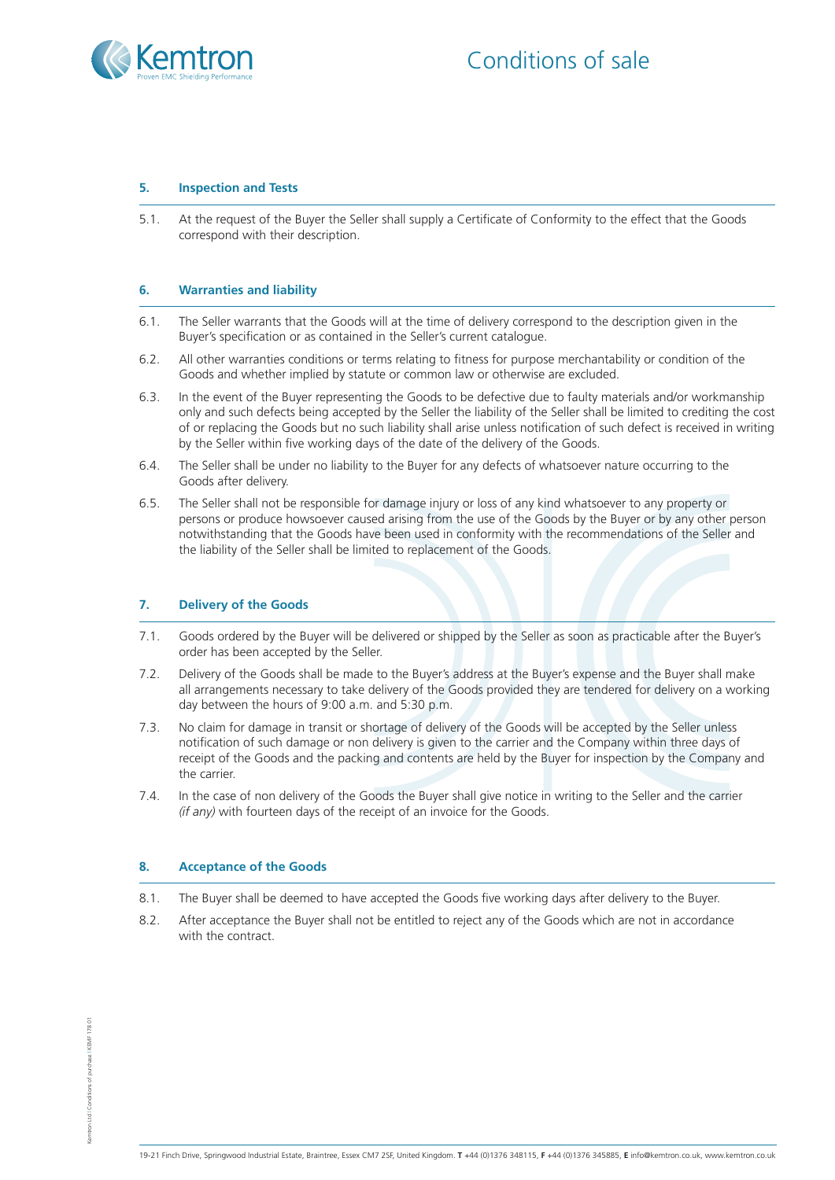## 5. Inspection and Tests

5.1. At the request of the Buyer the Seller shall supply a Certificate of Conformity to the effect that the Goods correspond with their description.

## 6. Warranties and liability

6.1. The Seller warrants that the Goods will at the time of delivery correspond to the description given in the Buyer's specification or as contained in the Seller's current catalogue.

6.2. All other warranties conditions or terms relating to fitness for purpose merchantability or condition of the Goods and whether implied by statute or common law or otherwise are excluded.

6.3. In the event of the Buyer representing the Goods to be defective due to faulty materials and/or workmanship only and such defects being accepted by the Seller the liability of the Seller shall be limited to crediting the cost of or replacing the Goods but no such liability shall arise unless notification of such defect is received in writing by the Seller within five working days of the date of the delivery of the Goods.

6.4. The Seller shall be under no liability to the Buyer for any defects of whatsoever nature occurring to the Goods after delivery.

6.5. The Seller shall not be responsible for damage injury or loss of any kind whatsoever to any property or persons or produce howsoever caused arising from the use of the Goods by the Buyer or by any other person notwithstanding that the Goods have been used in conformity with the recommendations of the Seller and the liability of the Seller shall be limited to replacement of the Goods.

## 7. Delivery of the Goods

7.1. Goods ordered by the Buyer will be delivered or shipped by the Seller as soon as practicable after the Buyer's order has been accepted by the Seller.

7.2. Delivery of the Goods shall be made to the Buyer's address at the Buyer's expense and the Buyer shall make all arrangements necessary to take delivery of the Goods provided they are tendered for delivery on a working day between the hours of 9:00 a.m. and 5:30 p.m.

7.3. No claim for damage in transit or shortage of delivery of the Goods will be accepted by the Seller unless notification of such damage or non delivery is given to the carrier and the Company within three days of receipt of the Goods and the packing and contents are held by the Buyer for inspection by the Company and the carrier.

7.4. In the case of non delivery of the Goods the Buyer shall give notice in writing to the Seller and the carrier *(if any)* with fourteen days of the receipt of an invoice for the Goods.

## 8. Acceptance of the Goods

8.1. The Buyer shall be deemed to have accepted the Goods five working days after delivery to the Buyer.

8.2. After acceptance the Buyer shall not be entitled to reject any of the Goods which are not in accordance with the contract.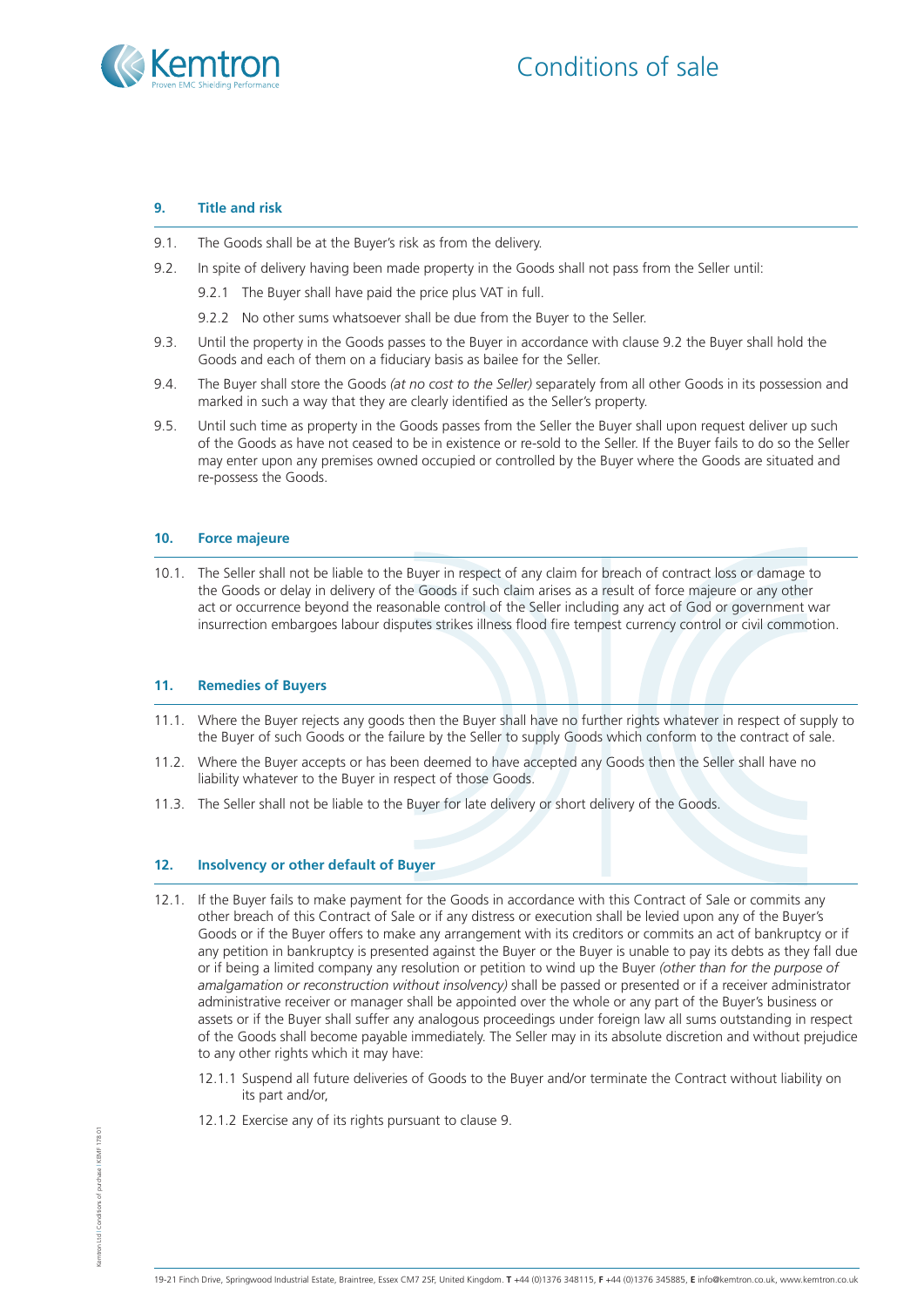## 9. Title and risk

9.1. The Goods shall be at the Buyer's risk as from the delivery.

9.2. In spite of delivery having been made property in the Goods shall not pass from the Seller until:

- 9.2.1 The Buyer shall have paid the price plus VAT in full.
- 9.2.2 No other sums whatsoever shall be due from the Buyer to the Seller.

9.3. Until the property in the Goods passes to the Buyer in accordance with clause 9.2 the Buyer shall hold the Goods and each of them on a fiduciary basis as bailee for the Seller.

9.4. The Buyer shall store the Goods *(at no cost to the Seller)* separately from all other Goods in its possession and marked in such a way that they are clearly identified as the Seller's property.

9.5. Until such time as property in the Goods passes from the Seller the Buyer shall upon request deliver up such of the Goods as have not ceased to be in existence or re-sold to the Seller. If the Buyer fails to do so the Seller may enter upon any premises owned occupied or controlled by the Buyer where the Goods are situated and re-possess the Goods.

## 10. Force majeure

10.1. The Seller shall not be liable to the Buyer in respect of any claim for breach of contract loss or damage to the Goods or delay in delivery of the Goods if such claim arises as a result of force majeure or any other act or occurrence beyond the reasonable control of the Seller including any act of God or government war insurrection embargoes labour disputes strikes illness flood fire tempest currency control or civil commotion.

## 11. Remedies of Buyers

11.1. Where the Buyer rejects any goods then the Buyer shall have no further rights whatever in respect of supply to the Buyer of such Goods or the failure by the Seller to supply Goods which conform to the contract of sale.

11.2. Where the Buyer accepts or has been deemed to have accepted any Goods then the Seller shall have no liability whatever to the Buyer in respect of those Goods.

11.3. The Seller shall not be liable to the Buyer for late delivery or short delivery of the Goods.

## 12. Insolvency or other default of Buyer

12.1. If the Buyer fails to make payment for the Goods in accordance with this Contract of Sale or commits any other breach of this Contract of Sale or if any distress or execution shall be levied upon any of the Buyer's Goods or if the Buyer offers to make any arrangement with its creditors or commits an act of bankruptcy or if any petition in bankruptcy is presented against the Buyer or the Buyer is unable to pay its debts as they fall due or if being a limited company any resolution or petition to wind up the Buyer *(other than for the purpose of amalgamation or reconstruction without insolvency)* shall be passed or presented or if a receiver administrator administrative receiver or manager shall be appointed over the whole or any part of the Buyer's business or assets or if the Buyer shall suffer any analogous proceedings under foreign law all sums outstanding in respect of the Goods shall become payable immediately. The Seller may in its absolute discretion and without prejudice to any other rights which it may have:

- 12.1.1 Suspend all future deliveries of Goods to the Buyer and/or terminate the Contract without liability on its part and/or,
- 12.1.2 Exercise any of its rights pursuant to clause 9.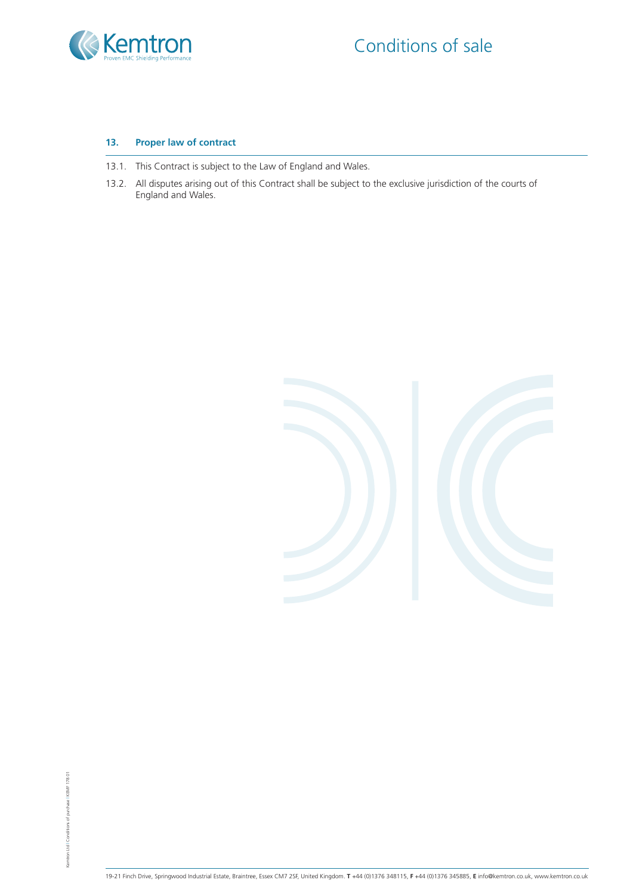## 13. Proper law of contract

13.1. This Contract is subject to the Law of England and Wales.

13.2. All disputes arising out of this Contract shall be subject to the exclusive jurisdiction of the courts of England and Wales.